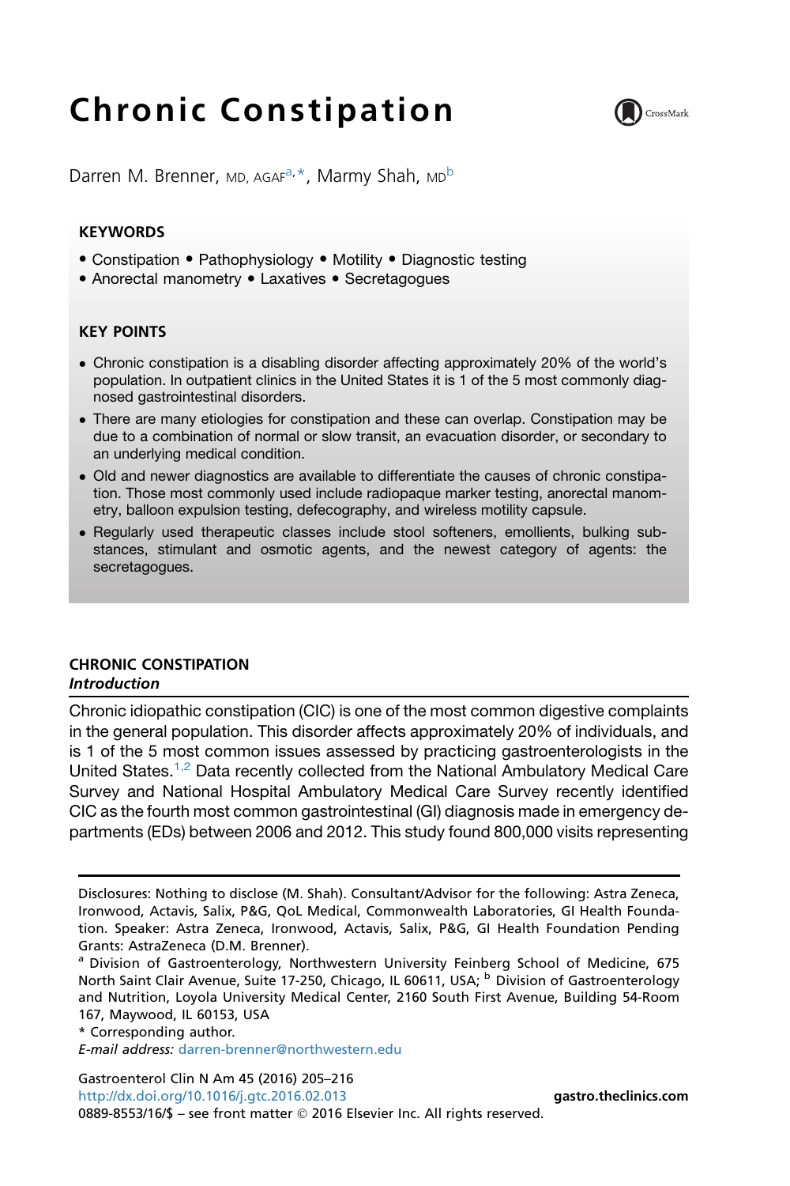# Chronic Constipation

Darren M. Brenner, MD, AGAF[a,*], Marmy Shah, MD[b]

## KEYWORDS

- Constipation • Pathophysiology • Motility • Diagnostic testing
- Anorectal manometry • Laxatives • Secretagogues

## KEY POINTS

- Chronic constipation is a disabling disorder affecting approximately 20% of the world's population. In outpatient clinics in the United States it is 1 of the 5 most commonly diagnosed gastrointestinal disorders.
- There are many etiologies for constipation and these can overlap. Constipation may be due to a combination of normal or slow transit, an evacuation disorder, or secondary to an underlying medical condition.
- Old and newer diagnostics are available to differentiate the causes of chronic constipation. Those most commonly used include radiopaque marker testing, anorectal manometry, balloon expulsion testing, defecography, and wireless motility capsule.
- Regularly used therapeutic classes include stool softeners, emollients, bulking substances, stimulant and osmotic agents, and the newest category of agents: the secretagogues.

## CHRONIC CONSTIPATION

### *Introduction*

Chronic idiopathic constipation (CIC) is one of the most common digestive complaints in the general population. This disorder affects approximately 20% of individuals, and is 1 of the 5 most common issues assessed by practicing gastroenterologists in the United States.[1,2] Data recently collected from the National Ambulatory Medical Care Survey and National Hospital Ambulatory Medical Care Survey recently identified CIC as the fourth most common gastrointestinal (GI) diagnosis made in emergency departments (EDs) between 2006 and 2012. This study found 800,000 visits representing

---

Disclosures: Nothing to disclose (M. Shah). Consultant/Advisor for the following: Astra Zeneca, Ironwood, Actavis, Salix, P&G, QoL Medical, Commonwealth Laboratories, GI Health Foundation. Speaker: Astra Zeneca, Ironwood, Actavis, Salix, P&G, GI Health Foundation Pending Grants: AstraZeneca (D.M. Brenner).

[a] Division of Gastroenterology, Northwestern University Feinberg School of Medicine, 675 North Saint Clair Avenue, Suite 17-250, Chicago, IL 60611, USA; [b] Division of Gastroenterology and Nutrition, Loyola University Medical Center, 2160 South First Avenue, Building 54-Room 167, Maywood, IL 60153, USA

* Corresponding author.

*E-mail address:* darren-brenner@northwestern.edu

Gastroenterol Clin N Am 45 (2016) 205–216
http://dx.doi.org/10.1016/j.gtc.2016.02.013 gastro.theclinics.com
0889-8553/16/$ – see front matter © 2016 Elsevier Inc. All rights reserved.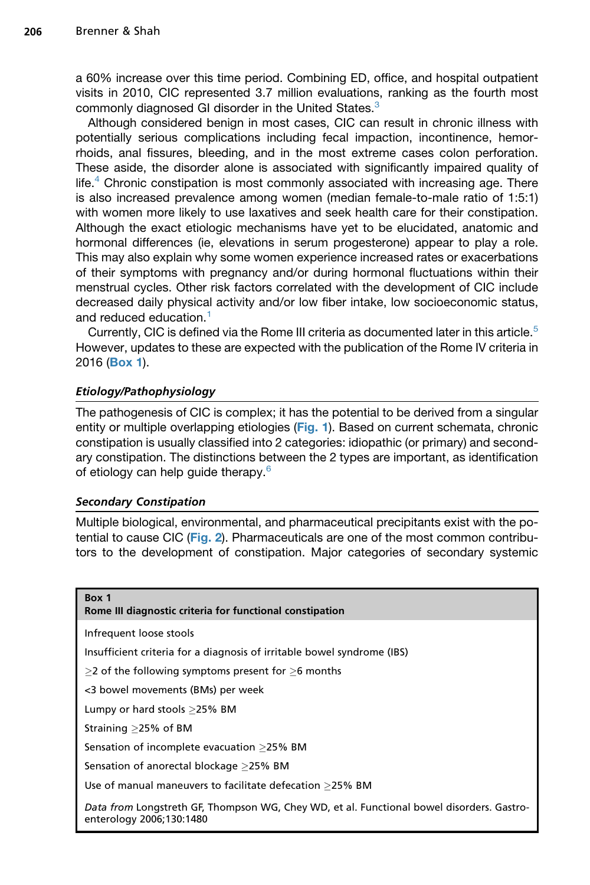a 60% increase over this time period. Combining ED, office, and hospital outpatient visits in 2010, CIC represented 3.7 million evaluations, ranking as the fourth most commonly diagnosed GI disorder in the United States.[3]

Although considered benign in most cases, CIC can result in chronic illness with potentially serious complications including fecal impaction, incontinence, hemorrhoids, anal fissures, bleeding, and in the most extreme cases colon perforation. These aside, the disorder alone is associated with significantly impaired quality of life.[4] Chronic constipation is most commonly associated with increasing age. There is also increased prevalence among women (median female-to-male ratio of 1:5:1) with women more likely to use laxatives and seek health care for their constipation. Although the exact etiologic mechanisms have yet to be elucidated, anatomic and hormonal differences (ie, elevations in serum progesterone) appear to play a role. This may also explain why some women experience increased rates or exacerbations of their symptoms with pregnancy and/or during hormonal fluctuations within their menstrual cycles. Other risk factors correlated with the development of CIC include decreased daily physical activity and/or low fiber intake, low socioeconomic status, and reduced education.[1]

Currently, CIC is defined via the Rome III criteria as documented later in this article.[5] However, updates to these are expected with the publication of the Rome IV criteria in 2016 (**Box 1**).

### *Etiology/Pathophysiology*

The pathogenesis of CIC is complex; it has the potential to be derived from a singular entity or multiple overlapping etiologies (**Fig. 1**). Based on current schemata, chronic constipation is usually classified into 2 categories: idiopathic (or primary) and secondary constipation. The distinctions between the 2 types are important, as identification of etiology can help guide therapy.[6]

### *Secondary Constipation*

Multiple biological, environmental, and pharmaceutical precipitants exist with the potential to cause CIC (**Fig. 2**). Pharmaceuticals are one of the most common contributors to the development of constipation. Major categories of secondary systemic

| **Box 1** **Rome III diagnostic criteria for functional constipation** |
|---|
| Infrequent loose stools |
| Insufficient criteria for a diagnosis of irritable bowel syndrome (IBS) |
| ≥2 of the following symptoms present for ≥6 months |
| <3 bowel movements (BMs) per week |
| Lumpy or hard stools ≥25% BM |
| Straining ≥25% of BM |
| Sensation of incomplete evacuation ≥25% BM |
| Sensation of anorectal blockage ≥25% BM |
| Use of manual maneuvers to facilitate defecation ≥25% BM |
| *Data from* Longstreth GF, Thompson WG, Chey WD, et al. Functional bowel disorders. Gastroenterology 2006;130:1480 |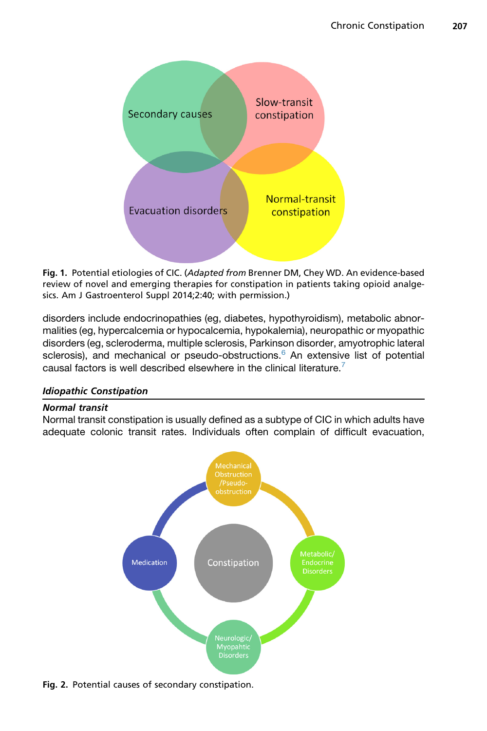Fig. 1. Potential etiologies of CIC. (*Adapted from* Brenner DM, Chey WD. An evidence-based review of novel and emerging therapies for constipation in patients taking opioid analgesics. Am J Gastroenterol Suppl 2014;2:40; with permission.)

disorders include endocrinopathies (eg, diabetes, hypothyroidism), metabolic abnormalities (eg, hypercalcemia or hypocalcemia, hypokalemia), neuropathic or myopathic disorders (eg, scleroderma, multiple sclerosis, Parkinson disorder, amyotrophic lateral sclerosis), and mechanical or pseudo-obstructions.[6] An extensive list of potential causal factors is well described elsewhere in the clinical literature.[7]

### *Idiopathic Constipation*

#### *Normal transit*

Normal transit constipation is usually defined as a subtype of CIC in which adults have adequate colonic transit rates. Individuals often complain of difficult evacuation,

Fig. 2. Potential causes of secondary constipation.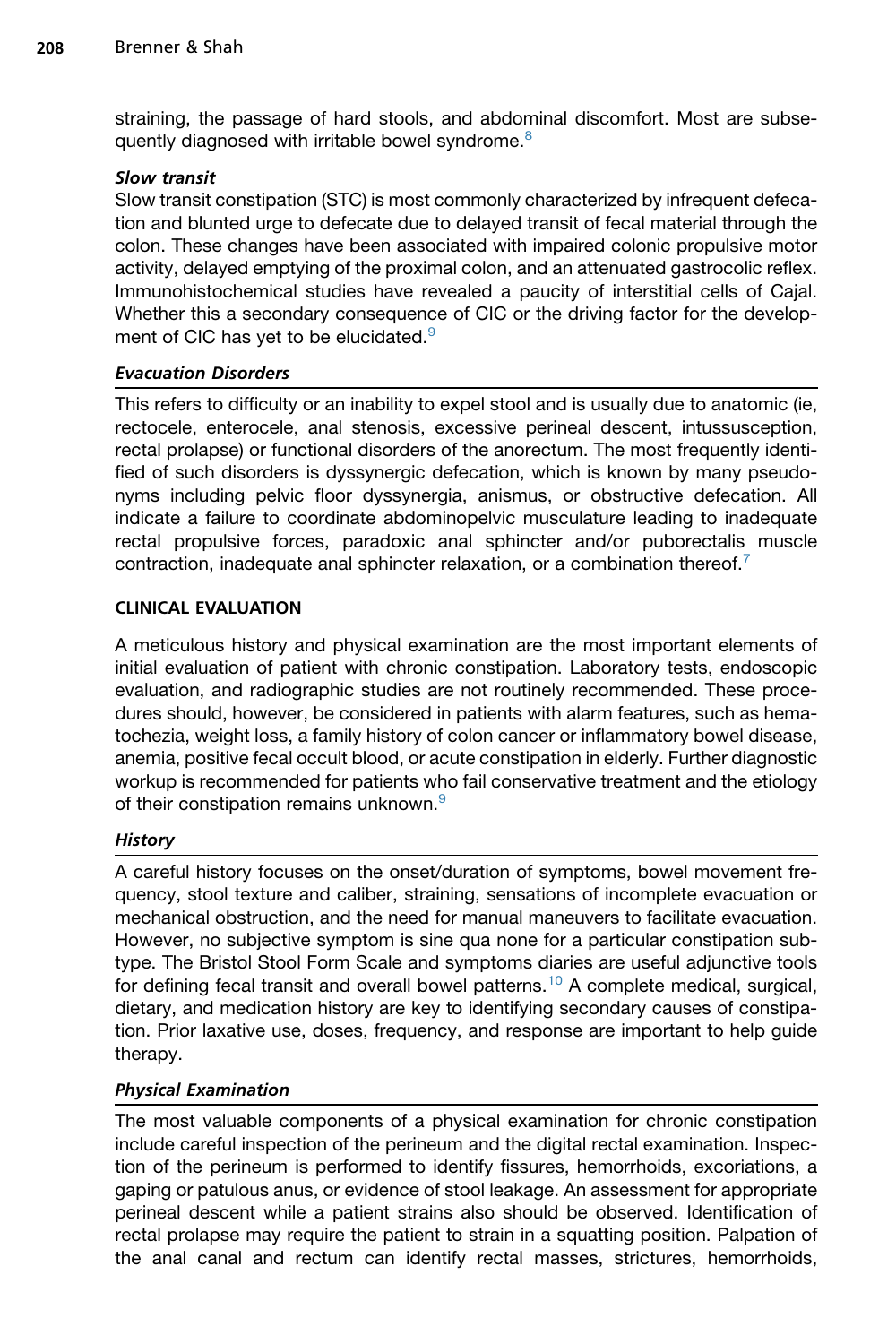straining, the passage of hard stools, and abdominal discomfort. Most are subsequently diagnosed with irritable bowel syndrome.[8]

#### *Slow transit*

Slow transit constipation (STC) is most commonly characterized by infrequent defecation and blunted urge to defecate due to delayed transit of fecal material through the colon. These changes have been associated with impaired colonic propulsive motor activity, delayed emptying of the proximal colon, and an attenuated gastrocolic reflex. Immunohistochemical studies have revealed a paucity of interstitial cells of Cajal. Whether this a secondary consequence of CIC or the driving factor for the development of CIC has yet to be elucidated.[9]

### *Evacuation Disorders*

This refers to difficulty or an inability to expel stool and is usually due to anatomic (ie, rectocele, enterocele, anal stenosis, excessive perineal descent, intussusception, rectal prolapse) or functional disorders of the anorectum. The most frequently identified of such disorders is dyssynergic defecation, which is known by many pseudonyms including pelvic floor dyssynergia, anismus, or obstructive defecation. All indicate a failure to coordinate abdominopelvic musculature leading to inadequate rectal propulsive forces, paradoxic anal sphincter and/or puborectalis muscle contraction, inadequate anal sphincter relaxation, or a combination thereof.[7]

## CLINICAL EVALUATION

A meticulous history and physical examination are the most important elements of initial evaluation of patient with chronic constipation. Laboratory tests, endoscopic evaluation, and radiographic studies are not routinely recommended. These procedures should, however, be considered in patients with alarm features, such as hematochezia, weight loss, a family history of colon cancer or inflammatory bowel disease, anemia, positive fecal occult blood, or acute constipation in elderly. Further diagnostic workup is recommended for patients who fail conservative treatment and the etiology of their constipation remains unknown.[9]

### *History*

A careful history focuses on the onset/duration of symptoms, bowel movement frequency, stool texture and caliber, straining, sensations of incomplete evacuation or mechanical obstruction, and the need for manual maneuvers to facilitate evacuation. However, no subjective symptom is sine qua none for a particular constipation subtype. The Bristol Stool Form Scale and symptoms diaries are useful adjunctive tools for defining fecal transit and overall bowel patterns.[10] A complete medical, surgical, dietary, and medication history are key to identifying secondary causes of constipation. Prior laxative use, doses, frequency, and response are important to help guide therapy.

### *Physical Examination*

The most valuable components of a physical examination for chronic constipation include careful inspection of the perineum and the digital rectal examination. Inspection of the perineum is performed to identify fissures, hemorrhoids, excoriations, a gaping or patulous anus, or evidence of stool leakage. An assessment for appropriate perineal descent while a patient strains also should be observed. Identification of rectal prolapse may require the patient to strain in a squatting position. Palpation of the anal canal and rectum can identify rectal masses, strictures, hemorrhoids,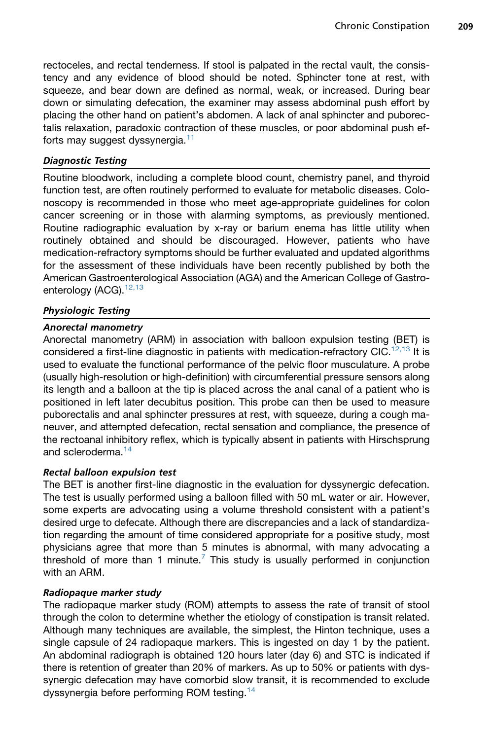rectoceles, and rectal tenderness. If stool is palpated in the rectal vault, the consistency and any evidence of blood should be noted. Sphincter tone at rest, with squeeze, and bear down are defined as normal, weak, or increased. During bear down or simulating defecation, the examiner may assess abdominal push effort by placing the other hand on patient's abdomen. A lack of anal sphincter and puborectalis relaxation, paradoxic contraction of these muscles, or poor abdominal push efforts may suggest dyssynergia.[11]

### *Diagnostic Testing*

Routine bloodwork, including a complete blood count, chemistry panel, and thyroid function test, are often routinely performed to evaluate for metabolic diseases. Colonoscopy is recommended in those who meet age-appropriate guidelines for colon cancer screening or in those with alarming symptoms, as previously mentioned. Routine radiographic evaluation by x-ray or barium enema has little utility when routinely obtained and should be discouraged. However, patients who have medication-refractory symptoms should be further evaluated and updated algorithms for the assessment of these individuals have been recently published by both the American Gastroenterological Association (AGA) and the American College of Gastroenterology (ACG).[12,13]

### *Physiologic Testing*

#### *Anorectal manometry*

Anorectal manometry (ARM) in association with balloon expulsion testing (BET) is considered a first-line diagnostic in patients with medication-refractory CIC.[12,13] It is used to evaluate the functional performance of the pelvic floor musculature. A probe (usually high-resolution or high-definition) with circumferential pressure sensors along its length and a balloon at the tip is placed across the anal canal of a patient who is positioned in left later decubitus position. This probe can then be used to measure puborectalis and anal sphincter pressures at rest, with squeeze, during a cough maneuver, and attempted defecation, rectal sensation and compliance, the presence of the rectoanal inhibitory reflex, which is typically absent in patients with Hirschsprung and scleroderma.[14]

#### *Rectal balloon expulsion test*

The BET is another first-line diagnostic in the evaluation for dyssynergic defecation. The test is usually performed using a balloon filled with 50 mL water or air. However, some experts are advocating using a volume threshold consistent with a patient's desired urge to defecate. Although there are discrepancies and a lack of standardization regarding the amount of time considered appropriate for a positive study, most physicians agree that more than 5 minutes is abnormal, with many advocating a threshold of more than 1 minute.[7] This study is usually performed in conjunction with an ARM.

#### *Radiopaque marker study*

The radiopaque marker study (ROM) attempts to assess the rate of transit of stool through the colon to determine whether the etiology of constipation is transit related. Although many techniques are available, the simplest, the Hinton technique, uses a single capsule of 24 radiopaque markers. This is ingested on day 1 by the patient. An abdominal radiograph is obtained 120 hours later (day 6) and STC is indicated if there is retention of greater than 20% of markers. As up to 50% or patients with dyssynergic defecation may have comorbid slow transit, it is recommended to exclude dyssynergia before performing ROM testing.[14]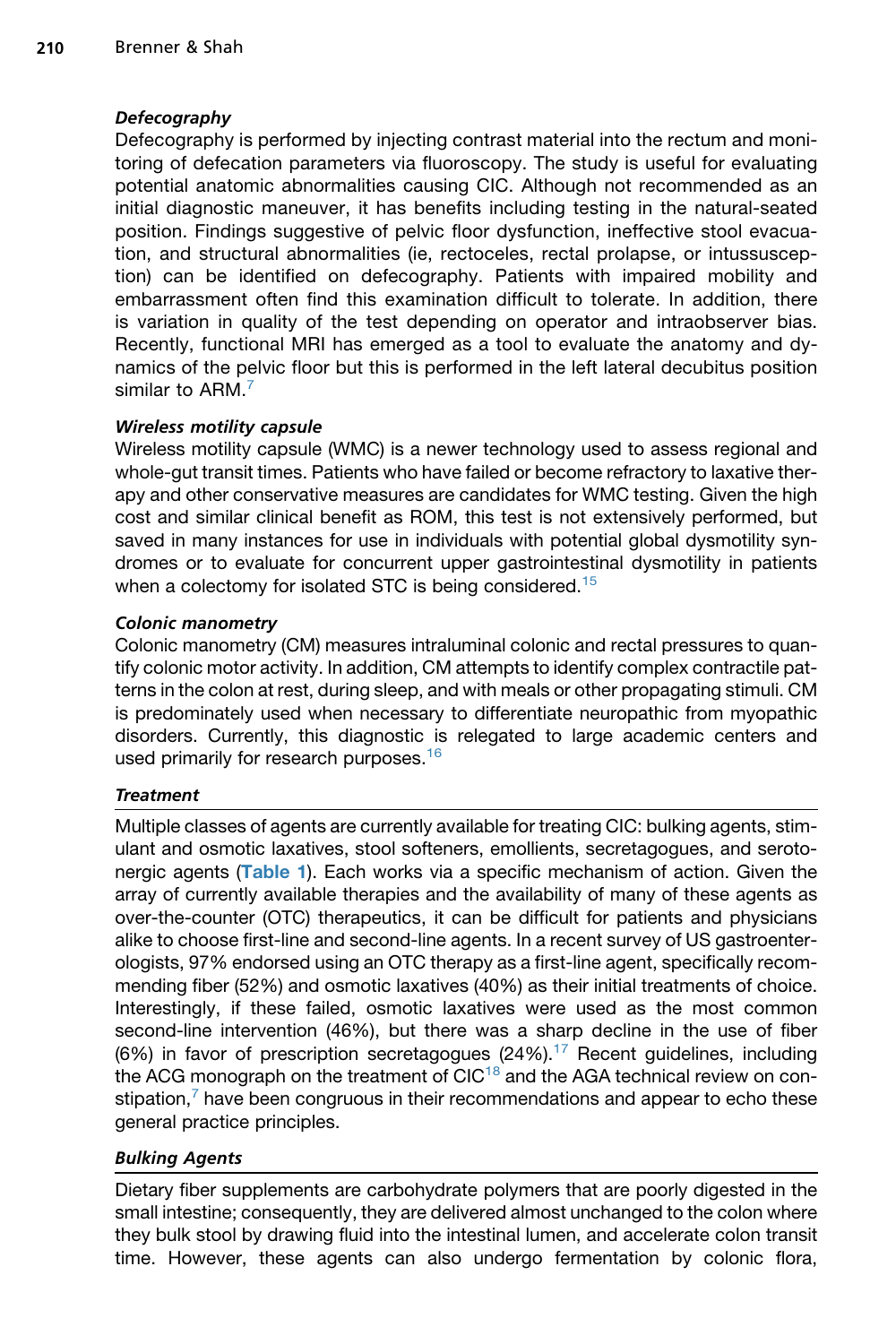#### *Defecography*

Defecography is performed by injecting contrast material into the rectum and monitoring of defecation parameters via fluoroscopy. The study is useful for evaluating potential anatomic abnormalities causing CIC. Although not recommended as an initial diagnostic maneuver, it has benefits including testing in the natural-seated position. Findings suggestive of pelvic floor dysfunction, ineffective stool evacuation, and structural abnormalities (ie, rectoceles, rectal prolapse, or intussusception) can be identified on defecography. Patients with impaired mobility and embarrassment often find this examination difficult to tolerate. In addition, there is variation in quality of the test depending on operator and intraobserver bias. Recently, functional MRI has emerged as a tool to evaluate the anatomy and dynamics of the pelvic floor but this is performed in the left lateral decubitus position similar to ARM.[7]

#### *Wireless motility capsule*

Wireless motility capsule (WMC) is a newer technology used to assess regional and whole-gut transit times. Patients who have failed or become refractory to laxative therapy and other conservative measures are candidates for WMC testing. Given the high cost and similar clinical benefit as ROM, this test is not extensively performed, but saved in many instances for use in individuals with potential global dysmotility syndromes or to evaluate for concurrent upper gastrointestinal dysmotility in patients when a colectomy for isolated STC is being considered.[15]

#### *Colonic manometry*

Colonic manometry (CM) measures intraluminal colonic and rectal pressures to quantify colonic motor activity. In addition, CM attempts to identify complex contractile patterns in the colon at rest, during sleep, and with meals or other propagating stimuli. CM is predominately used when necessary to differentiate neuropathic from myopathic disorders. Currently, this diagnostic is relegated to large academic centers and used primarily for research purposes.[16]

### *Treatment*

Multiple classes of agents are currently available for treating CIC: bulking agents, stimulant and osmotic laxatives, stool softeners, emollients, secretagogues, and serotonergic agents (**Table 1**). Each works via a specific mechanism of action. Given the array of currently available therapies and the availability of many of these agents as over-the-counter (OTC) therapeutics, it can be difficult for patients and physicians alike to choose first-line and second-line agents. In a recent survey of US gastroenterologists, 97% endorsed using an OTC therapy as a first-line agent, specifically recommending fiber (52%) and osmotic laxatives (40%) as their initial treatments of choice. Interestingly, if these failed, osmotic laxatives were used as the most common second-line intervention (46%), but there was a sharp decline in the use of fiber (6%) in favor of prescription secretagogues (24%).[17] Recent guidelines, including the ACG monograph on the treatment of CIC[18] and the AGA technical review on constipation,[7] have been congruous in their recommendations and appear to echo these general practice principles.

### *Bulking Agents*

Dietary fiber supplements are carbohydrate polymers that are poorly digested in the small intestine; consequently, they are delivered almost unchanged to the colon where they bulk stool by drawing fluid into the intestinal lumen, and accelerate colon transit time. However, these agents can also undergo fermentation by colonic flora,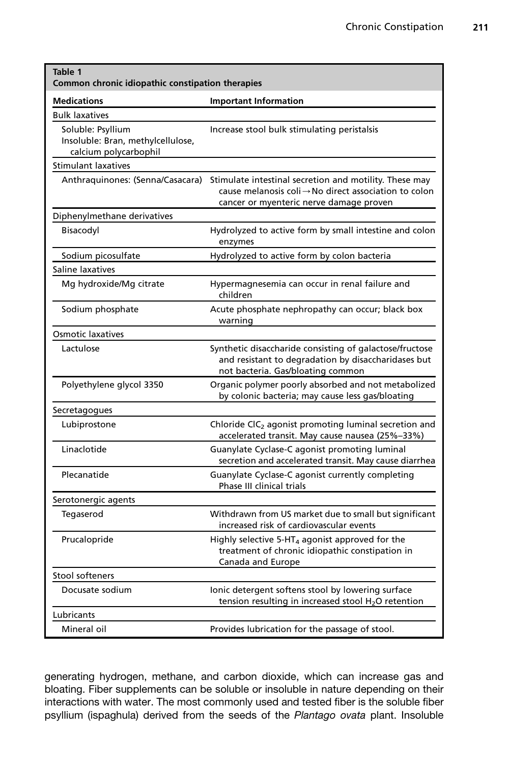**Table 1**
**Common chronic idiopathic constipation therapies**

| Medications | Important Information |
|---|---|
| Bulk laxatives | |
| Soluble: Psyllium<br>Insoluble: Bran, methylcellulose, calcium polycarbophil | Increase stool bulk stimulating peristalsis |
| Stimulant laxatives | |
| Anthraquinones: (Senna/Casacara) | Stimulate intestinal secretion and motility. These may cause melanosis coli → No direct association to colon cancer or myenteric nerve damage proven |
| Diphenylmethane derivatives | |
| Bisacodyl | Hydrolyzed to active form by small intestine and colon enzymes |
| Sodium picosulfate | Hydrolyzed to active form by colon bacteria |
| Saline laxatives | |
| Mg hydroxide/Mg citrate | Hypermagnesemia can occur in renal failure and children |
| Sodium phosphate | Acute phosphate nephropathy can occur; black box warning |
| Osmotic laxatives | |
| Lactulose | Synthetic disaccharide consisting of galactose/fructose and resistant to degradation by disaccharidases but not bacteria. Gas/bloating common |
| Polyethylene glycol 3350 | Organic polymer poorly absorbed and not metabolized by colonic bacteria; may cause less gas/bloating |
| Secretagogues | |
| Lubiprostone | Chloride $ClC_2$ agonist promoting luminal secretion and accelerated transit. May cause nausea (25%–33%) |
| Linaclotide | Guanylate Cyclase-C agonist promoting luminal secretion and accelerated transit. May cause diarrhea |
| Plecanatide | Guanylate Cyclase-C agonist currently completing Phase III clinical trials |
| Serotonergic agents | |
| Tegaserod | Withdrawn from US market due to small but significant increased risk of cardiovascular events |
| Prucalopride | Highly selective 5-$HT_4$ agonist approved for the treatment of chronic idiopathic constipation in Canada and Europe |
| Stool softeners | |
| Docusate sodium | Ionic detergent softens stool by lowering surface tension resulting in increased stool $H_2O$ retention |
| Lubricants | |
| Mineral oil | Provides lubrication for the passage of stool. |

generating hydrogen, methane, and carbon dioxide, which can increase gas and bloating. Fiber supplements can be soluble or insoluble in nature depending on their interactions with water. The most commonly used and tested fiber is the soluble fiber psyllium (ispaghula) derived from the seeds of the *Plantago ovata* plant. Insoluble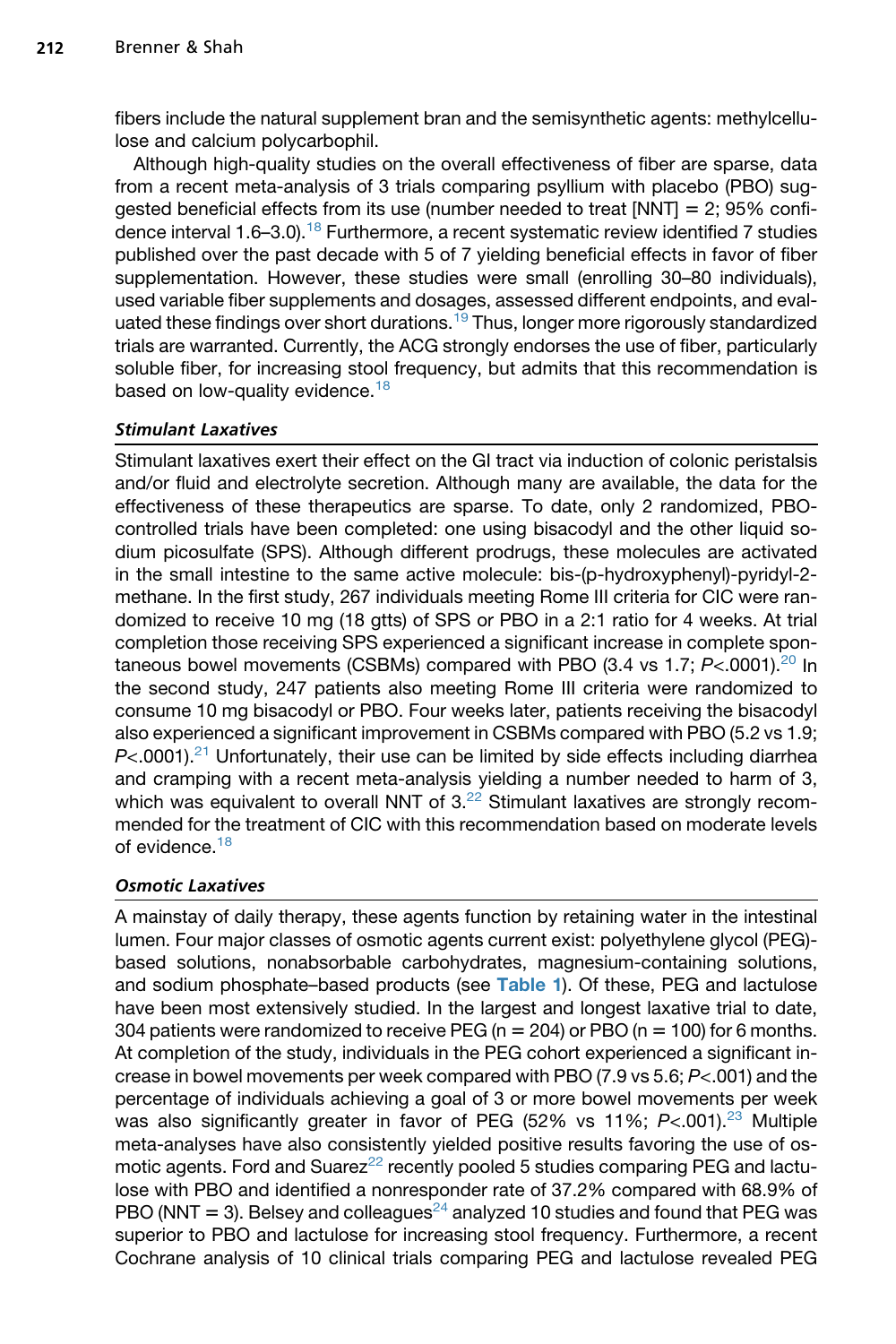fibers include the natural supplement bran and the semisynthetic agents: methylcellulose and calcium polycarbophil.

Although high-quality studies on the overall effectiveness of fiber are sparse, data from a recent meta-analysis of 3 trials comparing psyllium with placebo (PBO) suggested beneficial effects from its use (number needed to treat [NNT] = 2; 95% confidence interval 1.6–3.0).[18] Furthermore, a recent systematic review identified 7 studies published over the past decade with 5 of 7 yielding beneficial effects in favor of fiber supplementation. However, these studies were small (enrolling 30–80 individuals), used variable fiber supplements and dosages, assessed different endpoints, and evaluated these findings over short durations.[19] Thus, longer more rigorously standardized trials are warranted. Currently, the ACG strongly endorses the use of fiber, particularly soluble fiber, for increasing stool frequency, but admits that this recommendation is based on low-quality evidence.[18]

### *Stimulant Laxatives*

Stimulant laxatives exert their effect on the GI tract via induction of colonic peristalsis and/or fluid and electrolyte secretion. Although many are available, the data for the effectiveness of these therapeutics are sparse. To date, only 2 randomized, PBO-controlled trials have been completed: one using bisacodyl and the other liquid sodium picosulfate (SPS). Although different prodrugs, these molecules are activated in the small intestine to the same active molecule: bis-(p-hydroxyphenyl)-pyridyl-2-methane. In the first study, 267 individuals meeting Rome III criteria for CIC were randomized to receive 10 mg (18 gtts) of SPS or PBO in a 2:1 ratio for 4 weeks. At trial completion those receiving SPS experienced a significant increase in complete spontaneous bowel movements (CSBMs) compared with PBO (3.4 vs 1.7; $P<.0001$).[20] In the second study, 247 patients also meeting Rome III criteria were randomized to consume 10 mg bisacodyl or PBO. Four weeks later, patients receiving the bisacodyl also experienced a significant improvement in CSBMs compared with PBO (5.2 vs 1.9; $P<.0001$).[21] Unfortunately, their use can be limited by side effects including diarrhea and cramping with a recent meta-analysis yielding a number needed to harm of 3, which was equivalent to overall NNT of 3.[22] Stimulant laxatives are strongly recommended for the treatment of CIC with this recommendation based on moderate levels of evidence.[18]

### *Osmotic Laxatives*

A mainstay of daily therapy, these agents function by retaining water in the intestinal lumen. Four major classes of osmotic agents current exist: polyethylene glycol (PEG)-based solutions, nonabsorbable carbohydrates, magnesium-containing solutions, and sodium phosphate–based products (see **Table 1**). Of these, PEG and lactulose have been most extensively studied. In the largest and longest laxative trial to date, 304 patients were randomized to receive PEG (n = 204) or PBO (n = 100) for 6 months. At completion of the study, individuals in the PEG cohort experienced a significant increase in bowel movements per week compared with PBO (7.9 vs 5.6; $P<.001$) and the percentage of individuals achieving a goal of 3 or more bowel movements per week was also significantly greater in favor of PEG (52% vs 11%; $P<.001$).[23] Multiple meta-analyses have also consistently yielded positive results favoring the use of osmotic agents. Ford and Suarez[22] recently pooled 5 studies comparing PEG and lactulose with PBO and identified a nonresponder rate of 37.2% compared with 68.9% of PBO (NNT = 3). Belsey and colleagues[24] analyzed 10 studies and found that PEG was superior to PBO and lactulose for increasing stool frequency. Furthermore, a recent Cochrane analysis of 10 clinical trials comparing PEG and lactulose revealed PEG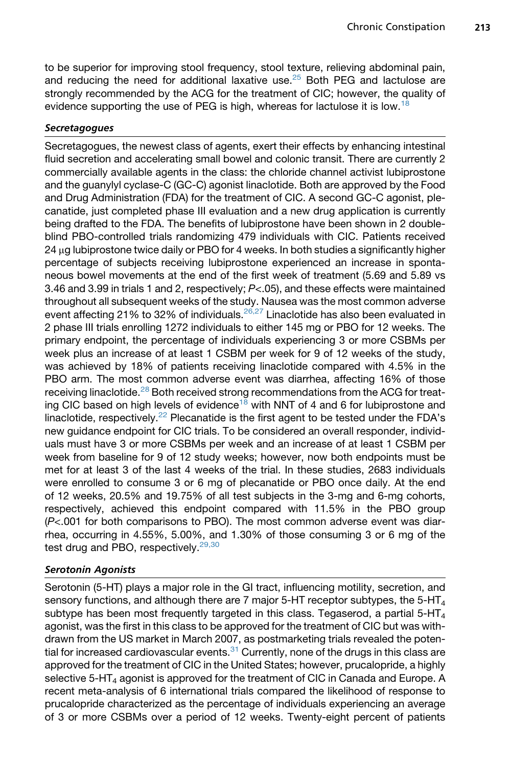to be superior for improving stool frequency, stool texture, relieving abdominal pain, and reducing the need for additional laxative use.[25] Both PEG and lactulose are strongly recommended by the ACG for the treatment of CIC; however, the quality of evidence supporting the use of PEG is high, whereas for lactulose it is low.[18]

### *Secretagogues*

Secretagogues, the newest class of agents, exert their effects by enhancing intestinal fluid secretion and accelerating small bowel and colonic transit. There are currently 2 commercially available agents in the class: the chloride channel activist lubiprostone and the guanylyl cyclase-C (GC-C) agonist linaclotide. Both are approved by the Food and Drug Administration (FDA) for the treatment of CIC. A second GC-C agonist, plecanatide, just completed phase III evaluation and a new drug application is currently being drafted to the FDA. The benefits of lubiprostone have been shown in 2 double-blind PBO-controlled trials randomizing 479 individuals with CIC. Patients received 24 μg lubiprostone twice daily or PBO for 4 weeks. In both studies a significantly higher percentage of subjects receiving lubiprostone experienced an increase in spontaneous bowel movements at the end of the first week of treatment (5.69 and 5.89 vs 3.46 and 3.99 in trials 1 and 2, respectively; $P<.05$), and these effects were maintained throughout all subsequent weeks of the study. Nausea was the most common adverse event affecting 21% to 32% of individuals.[26,27] Linaclotide has also been evaluated in 2 phase III trials enrolling 1272 individuals to either 145 mg or PBO for 12 weeks. The primary endpoint, the percentage of individuals experiencing 3 or more CSBMs per week plus an increase of at least 1 CSBM per week for 9 of 12 weeks of the study, was achieved by 18% of patients receiving linaclotide compared with 4.5% in the PBO arm. The most common adverse event was diarrhea, affecting 16% of those receiving linaclotide.[28] Both received strong recommendations from the ACG for treating CIC based on high levels of evidence[18] with NNT of 4 and 6 for lubiprostone and linaclotide, respectively.[22] Plecanatide is the first agent to be tested under the FDA's new guidance endpoint for CIC trials. To be considered an overall responder, individuals must have 3 or more CSBMs per week and an increase of at least 1 CSBM per week from baseline for 9 of 12 study weeks; however, now both endpoints must be met for at least 3 of the last 4 weeks of the trial. In these studies, 2683 individuals were enrolled to consume 3 or 6 mg of plecanatide or PBO once daily. At the end of 12 weeks, 20.5% and 19.75% of all test subjects in the 3-mg and 6-mg cohorts, respectively, achieved this endpoint compared with 11.5% in the PBO group ($P<.001$ for both comparisons to PBO). The most common adverse event was diarrhea, occurring in 4.55%, 5.00%, and 1.30% of those consuming 3 or 6 mg of the test drug and PBO, respectively.[29,30]

### *Serotonin Agonists*

Serotonin (5-HT) plays a major role in the GI tract, influencing motility, secretion, and sensory functions, and although there are 7 major 5-HT receptor subtypes, the 5-$HT_4$ subtype has been most frequently targeted in this class. Tegaserod, a partial 5-$HT_4$ agonist, was the first in this class to be approved for the treatment of CIC but was withdrawn from the US market in March 2007, as postmarketing trials revealed the potential for increased cardiovascular events.[31] Currently, none of the drugs in this class are approved for the treatment of CIC in the United States; however, prucalopride, a highly selective 5-$HT_4$ agonist is approved for the treatment of CIC in Canada and Europe. A recent meta-analysis of 6 international trials compared the likelihood of response to prucalopride characterized as the percentage of individuals experiencing an average of 3 or more CSBMs over a period of 12 weeks. Twenty-eight percent of patients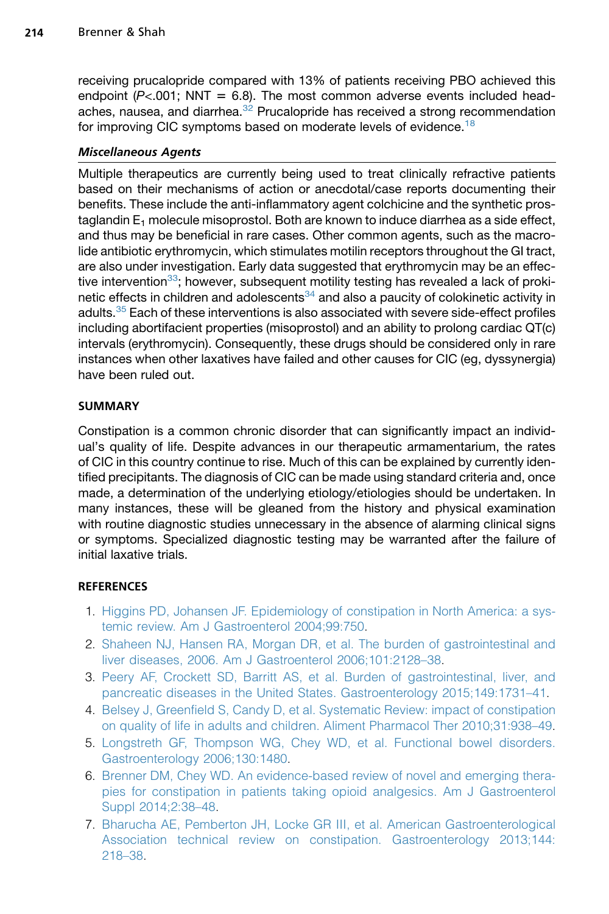receiving prucalopride compared with 13% of patients receiving PBO achieved this endpoint ($P$<.001; NNT = 6.8). The most common adverse events included headaches, nausea, and diarrhea.[32] Prucalopride has received a strong recommendation for improving CIC symptoms based on moderate levels of evidence.[18]

### *Miscellaneous Agents*

Multiple therapeutics are currently being used to treat clinically refractive patients based on their mechanisms of action or anecdotal/case reports documenting their benefits. These include the anti-inflammatory agent colchicine and the synthetic prostaglandin $E_1$ molecule misoprostol. Both are known to induce diarrhea as a side effect, and thus may be beneficial in rare cases. Other common agents, such as the macrolide antibiotic erythromycin, which stimulates motilin receptors throughout the GI tract, are also under investigation. Early data suggested that erythromycin may be an effective intervention[33]; however, subsequent motility testing has revealed a lack of prokinetic effects in children and adolescents[34] and also a paucity of colokinetic activity in adults.[35] Each of these interventions is also associated with severe side-effect profiles including abortifacient properties (misoprostol) and an ability to prolong cardiac QT(c) intervals (erythromycin). Consequently, these drugs should be considered only in rare instances when other laxatives have failed and other causes for CIC (eg, dyssynergia) have been ruled out.

## SUMMARY

Constipation is a common chronic disorder that can significantly impact an individual's quality of life. Despite advances in our therapeutic armamentarium, the rates of CIC in this country continue to rise. Much of this can be explained by currently identified precipitants. The diagnosis of CIC can be made using standard criteria and, once made, a determination of the underlying etiology/etiologies should be undertaken. In many instances, these will be gleaned from the history and physical examination with routine diagnostic studies unnecessary in the absence of alarming clinical signs or symptoms. Specialized diagnostic testing may be warranted after the failure of initial laxative trials.

## REFERENCES

1. Higgins PD, Johansen JF. Epidemiology of constipation in North America: a systemic review. Am J Gastroenterol 2004;99:750.
2. Shaheen NJ, Hansen RA, Morgan DR, et al. The burden of gastrointestinal and liver diseases, 2006. Am J Gastroenterol 2006;101:2128–38.
3. Peery AF, Crockett SD, Barritt AS, et al. Burden of gastrointestinal, liver, and pancreatic diseases in the United States. Gastroenterology 2015;149:1731–41.
4. Belsey J, Greenfield S, Candy D, et al. Systematic Review: impact of constipation on quality of life in adults and children. Aliment Pharmacol Ther 2010;31:938–49.
5. Longstreth GF, Thompson WG, Chey WD, et al. Functional bowel disorders. Gastroenterology 2006;130:1480.
6. Brenner DM, Chey WD. An evidence-based review of novel and emerging therapies for constipation in patients taking opioid analgesics. Am J Gastroenterol Suppl 2014;2:38–48.
7. Bharucha AE, Pemberton JH, Locke GR III, et al. American Gastroenterological Association technical review on constipation. Gastroenterology 2013;144:218–38.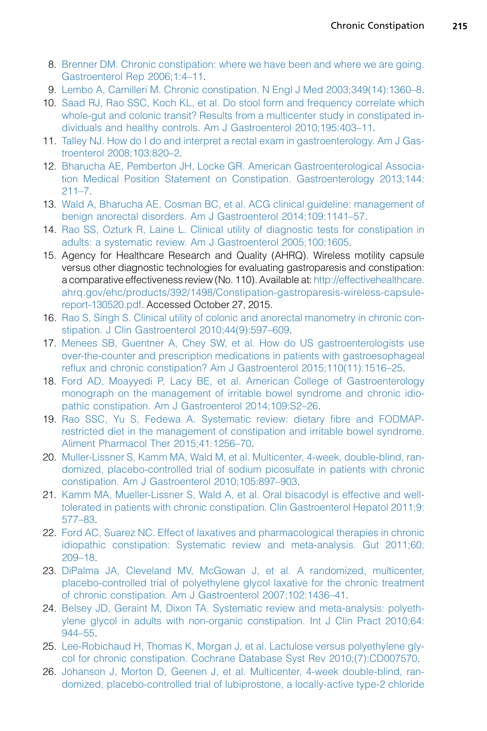8. Brenner DM. Chronic constipation: where we have been and where we are going. Gastroenterol Rep 2006;1:4–11.
9. Lembo A, Camilleri M. Chronic constipation. N Engl J Med 2003;349(14):1360–8.
10. Saad RJ, Rao SSC, Koch KL, et al. Do stool form and frequency correlate which whole-gut and colonic transit? Results from a multicenter study in constipated individuals and healthy controls. Am J Gastroenterol 2010;195:403–11.
11. Talley NJ. How do I do and interpret a rectal exam in gastroenterology. Am J Gastroenterol 2008;103:820–2.
12. Bharucha AE, Pemberton JH, Locke GR. American Gastroenterological Association Medical Position Statement on Constipation. Gastroenterology 2013;144:211–7.
13. Wald A, Bharucha AE, Cosman BC, et al. ACG clinical guideline: management of benign anorectal disorders. Am J Gastroenterol 2014;109:1141–57.
14. Rao SS, Ozturk R, Laine L. Clinical utility of diagnostic tests for constipation in adults: a systematic review. Am J Gastroenterol 2005;100:1605.
15. Agency for Healthcare Research and Quality (AHRQ). Wireless motility capsule versus other diagnostic technologies for evaluating gastroparesis and constipation: a comparative effectiveness review (No. 110). Available at: http://effectivehealthcare.ahrq.gov/ehc/products/392/1498/Constipation-gastroparesis-wireless-capsule-report-130520.pdf. Accessed October 27, 2015.
16. Rao S, Singh S. Clinical utility of colonic and anorectal manometry in chronic constipation. J Clin Gastroenterol 2010;44(9):597–609.
17. Menees SB, Guentner A, Chey SW, et al. How do US gastroenterologists use over-the-counter and prescription medications in patients with gastroesophageal reflux and chronic constipation? Am J Gastroenterol 2015;110(11):1516–25.
18. Ford AD, Moayyedi P, Lacy BE, et al. American College of Gastroenterology monograph on the management of irritable bowel syndrome and chronic idiopathic constipation. Am J Gastroenterol 2014;109:S2–26.
19. Rao SSC, Yu S, Fedewa A. Systematic review: dietary fibre and FODMAP-restricted diet in the management of constipation and irritable bowel syndrome. Aliment Pharmacol Ther 2015;41:1256–70.
20. Muller-Lissner S, Kamm MA, Wald M, et al. Multicenter, 4-week, double-blind, randomized, placebo-controlled trial of sodium picosulfate in patients with chronic constipation. Am J Gastroenterol 2010;105:897–903.
21. Kamm MA, Mueller-Lissner S, Wald A, et al. Oral bisacodyl is effective and well-tolerated in patients with chronic constipation. Clin Gastroenterol Hepatol 2011;9:577–83.
22. Ford AC, Suarez NC. Effect of laxatives and pharmacological therapies in chronic idiopathic constipation: Systematic review and meta-analysis. Gut 2011;60:209–18.
23. DiPalma JA, Cleveland MV, McGowan J, et al. A randomized, multicenter, placebo-controlled trial of polyethylene glycol laxative for the chronic treatment of chronic constipation. Am J Gastroenterol 2007;102:1436–41.
24. Belsey JD, Geraint M, Dixon TA. Systematic review and meta-analysis: polyethylene glycol in adults with non-organic constipation. Int J Clin Pract 2010;64:944–55.
25. Lee-Robichaud H, Thomas K, Morgan J, et al. Lactulose versus polyethylene glycol for chronic constipation. Cochrane Database Syst Rev 2010;(7):CD007570.
26. Johanson J, Morton D, Geenen J, et al. Multicenter, 4-week double-blind, randomized, placebo-controlled trial of lubiprostone, a locally-active type-2 chloride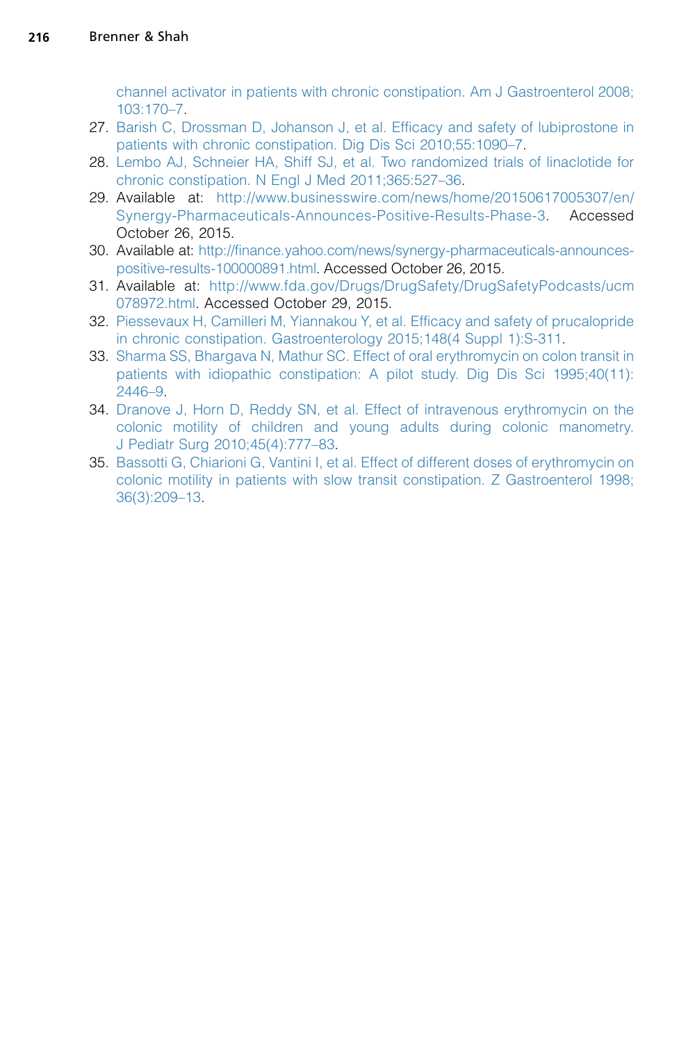channel activator in patients with chronic constipation. Am J Gastroenterol 2008; 103:170–7.

27. Barish C, Drossman D, Johanson J, et al. Efficacy and safety of lubiprostone in patients with chronic constipation. Dig Dis Sci 2010;55:1090–7.
28. Lembo AJ, Schneier HA, Shiff SJ, et al. Two randomized trials of linaclotide for chronic constipation. N Engl J Med 2011;365:527–36.
29. Available at: http://www.businesswire.com/news/home/20150617005307/en/Synergy-Pharmaceuticals-Announces-Positive-Results-Phase-3. Accessed October 26, 2015.
30. Available at: http://finance.yahoo.com/news/synergy-pharmaceuticals-announces-positive-results-100000891.html. Accessed October 26, 2015.
31. Available at: http://www.fda.gov/Drugs/DrugSafety/DrugSafetyPodcasts/ucm078972.html. Accessed October 29, 2015.
32. Piessevaux H, Camilleri M, Yiannakou Y, et al. Efficacy and safety of prucalopride in chronic constipation. Gastroenterology 2015;148(4 Suppl 1):S-311.
33. Sharma SS, Bhargava N, Mathur SC. Effect of oral erythromycin on colon transit in patients with idiopathic constipation: A pilot study. Dig Dis Sci 1995;40(11):2446–9.
34. Dranove J, Horn D, Reddy SN, et al. Effect of intravenous erythromycin on the colonic motility of children and young adults during colonic manometry. J Pediatr Surg 2010;45(4):777–83.
35. Bassotti G, Chiarioni G, Vantini I, et al. Effect of different doses of erythromycin on colonic motility in patients with slow transit constipation. Z Gastroenterol 1998;36(3):209–13.